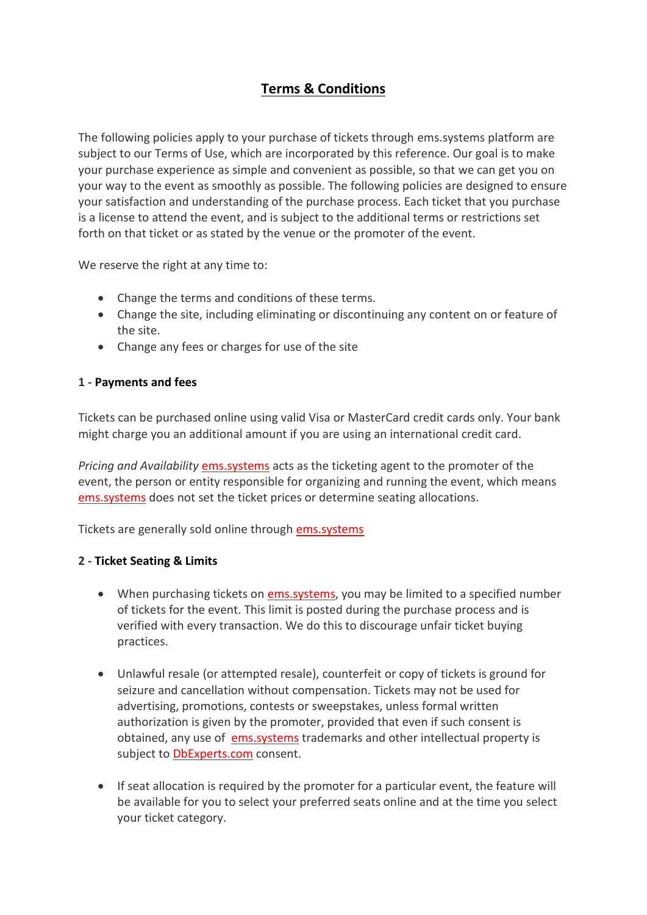# Terms & Conditions

The following policies apply to your purchase of tickets through ems.systems platform are subject to our Terms of Use, which are incorporated by this reference. Our goal is to make your purchase experience as simple and convenient as possible, so that we can get you on your way to the event as smoothly as possible. The following policies are designed to ensure your satisfaction and understanding of the purchase process. Each ticket that you purchase is a license to attend the event, and is subject to the additional terms or restrictions set forth on that ticket or as stated by the venue or the promoter of the event.

We reserve the right at any time to:

- Change the terms and conditions of these terms.
- Change the site, including eliminating or discontinuing any content on or feature of the site.
- Change any fees or charges for use of the site

**1 - Payments and fees**

Tickets can be purchased online using valid Visa or MasterCard credit cards only. Your bank might charge you an additional amount if you are using an international credit card.

*Pricing and Availability* ems.systems acts as the ticketing agent to the promoter of the event, the person or entity responsible for organizing and running the event, which means ems.systems does not set the ticket prices or determine seating allocations.

Tickets are generally sold online through ems.systems

**2 - Ticket Seating & Limits**

- When purchasing tickets on ems.systems, you may be limited to a specified number of tickets for the event. This limit is posted during the purchase process and is verified with every transaction. We do this to discourage unfair ticket buying practices.

- Unlawful resale (or attempted resale), counterfeit or copy of tickets is ground for seizure and cancellation without compensation. Tickets may not be used for advertising, promotions, contests or sweepstakes, unless formal written authorization is given by the promoter, provided that even if such consent is obtained, any use of ems.systems trademarks and other intellectual property is subject to DbExperts.com consent.

- If seat allocation is required by the promoter for a particular event, the feature will be available for you to select your preferred seats online and at the time you select your ticket category.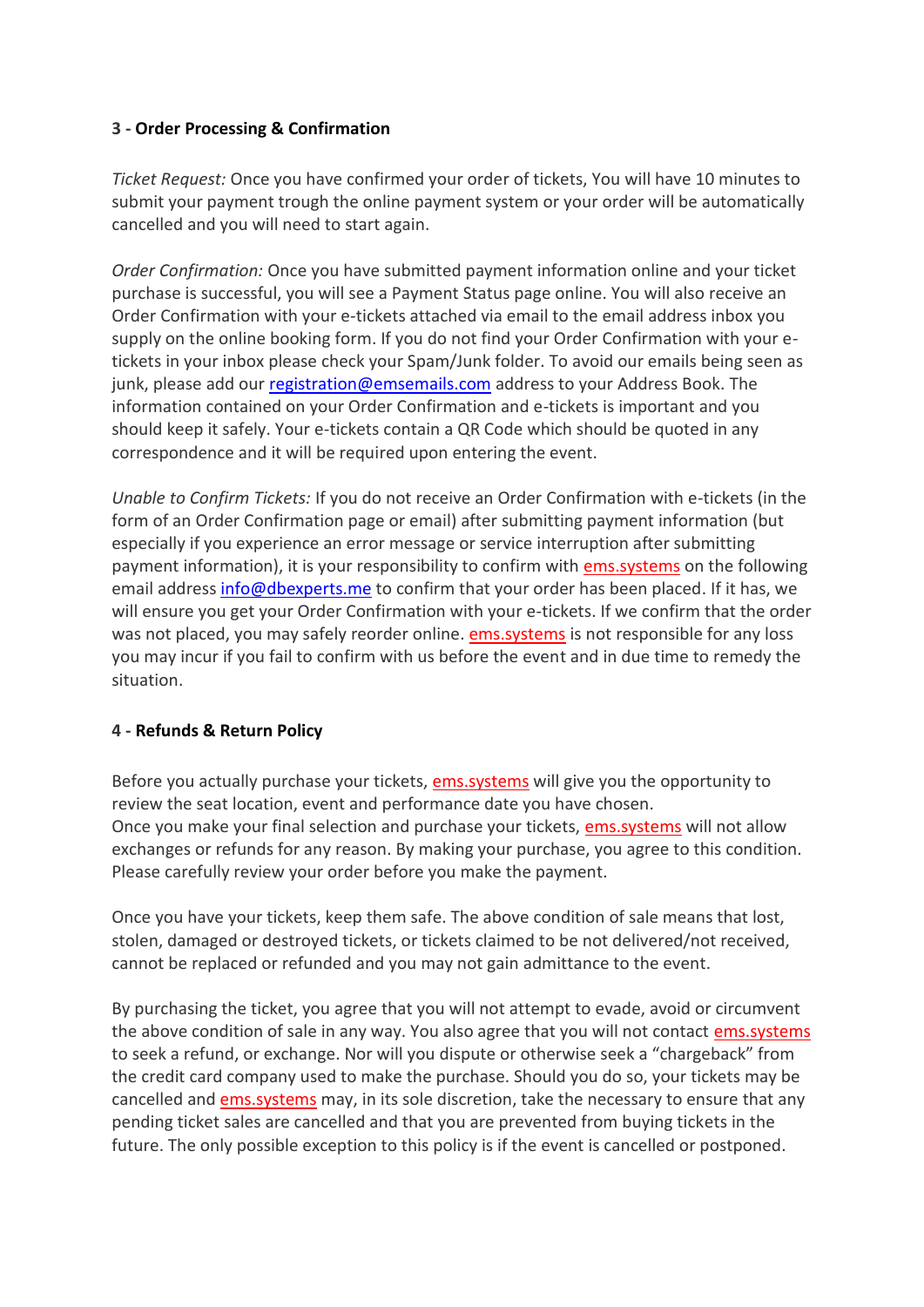**3 - Order Processing & Confirmation**

*Ticket Request:* Once you have confirmed your order of tickets, You will have 10 minutes to submit your payment trough the online payment system or your order will be automatically cancelled and you will need to start again.

*Order Confirmation:* Once you have submitted payment information online and your ticket purchase is successful, you will see a Payment Status page online. You will also receive an Order Confirmation with your e-tickets attached via email to the email address inbox you supply on the online booking form. If you do not find your Order Confirmation with your e-tickets in your inbox please check your Spam/Junk folder. To avoid our emails being seen as junk, please add our registration@emsemails.com address to your Address Book. The information contained on your Order Confirmation and e-tickets is important and you should keep it safely. Your e-tickets contain a QR Code which should be quoted in any correspondence and it will be required upon entering the event.

*Unable to Confirm Tickets:* If you do not receive an Order Confirmation with e-tickets (in the form of an Order Confirmation page or email) after submitting payment information (but especially if you experience an error message or service interruption after submitting payment information), it is your responsibility to confirm with ems.systems on the following email address info@dbexperts.me to confirm that your order has been placed. If it has, we will ensure you get your Order Confirmation with your e-tickets. If we confirm that the order was not placed, you may safely reorder online. ems.systems is not responsible for any loss you may incur if you fail to confirm with us before the event and in due time to remedy the situation.

**4 - Refunds & Return Policy**

Before you actually purchase your tickets, ems.systems will give you the opportunity to review the seat location, event and performance date you have chosen.
Once you make your final selection and purchase your tickets, ems.systems will not allow exchanges or refunds for any reason. By making your purchase, you agree to this condition. Please carefully review your order before you make the payment.

Once you have your tickets, keep them safe. The above condition of sale means that lost, stolen, damaged or destroyed tickets, or tickets claimed to be not delivered/not received, cannot be replaced or refunded and you may not gain admittance to the event.

By purchasing the ticket, you agree that you will not attempt to evade, avoid or circumvent the above condition of sale in any way. You also agree that you will not contact ems.systems to seek a refund, or exchange. Nor will you dispute or otherwise seek a "chargeback" from the credit card company used to make the purchase. Should you do so, your tickets may be cancelled and ems.systems may, in its sole discretion, take the necessary to ensure that any pending ticket sales are cancelled and that you are prevented from buying tickets in the future. The only possible exception to this policy is if the event is cancelled or postponed.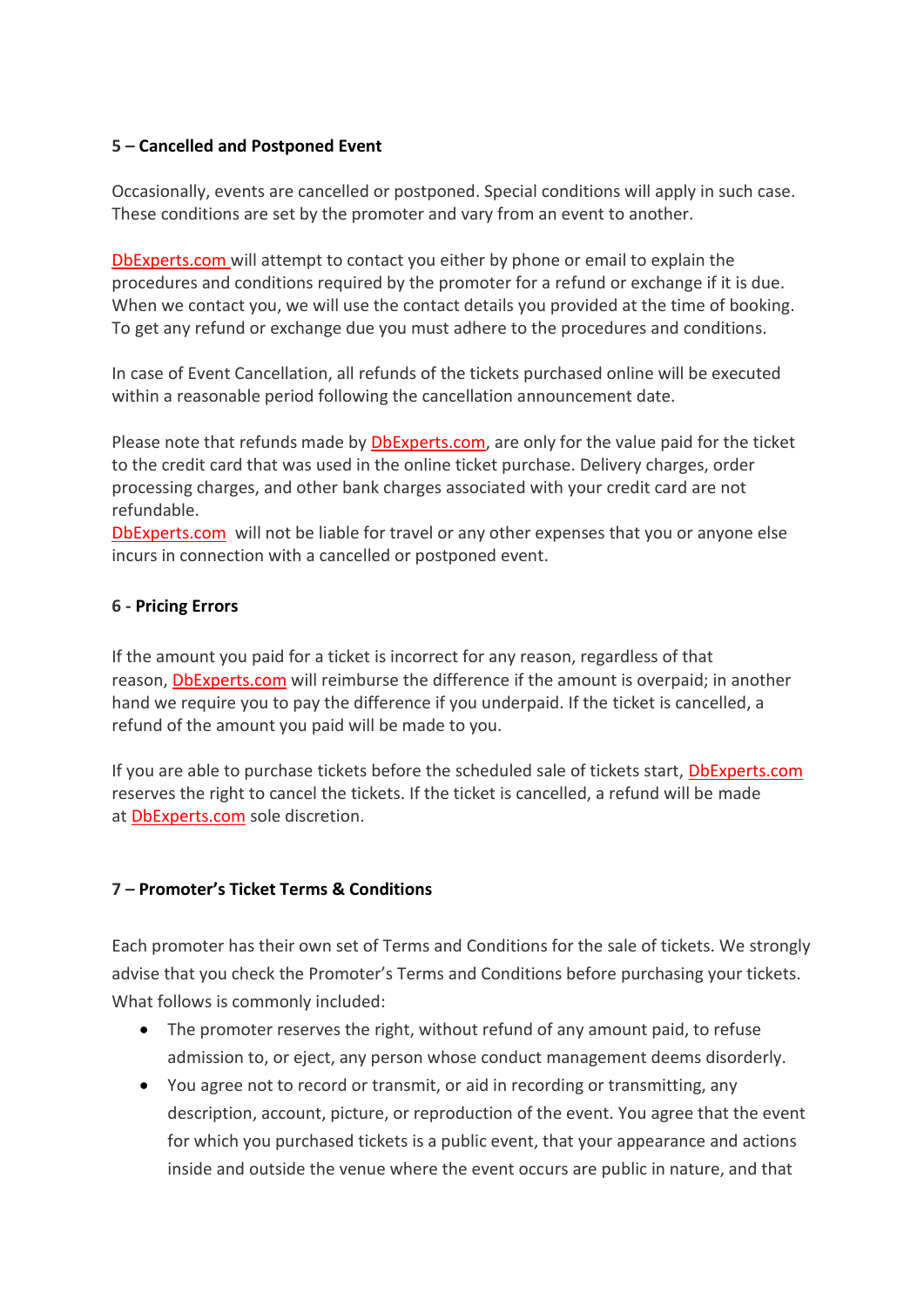**5 – Cancelled and Postponed Event**

Occasionally, events are cancelled or postponed. Special conditions will apply in such case. These conditions are set by the promoter and vary from an event to another.

DbExperts.com will attempt to contact you either by phone or email to explain the procedures and conditions required by the promoter for a refund or exchange if it is due. When we contact you, we will use the contact details you provided at the time of booking. To get any refund or exchange due you must adhere to the procedures and conditions.

In case of Event Cancellation, all refunds of the tickets purchased online will be executed within a reasonable period following the cancellation announcement date.

Please note that refunds made by DbExperts.com, are only for the value paid for the ticket to the credit card that was used in the online ticket purchase. Delivery charges, order processing charges, and other bank charges associated with your credit card are not refundable.
DbExperts.com will not be liable for travel or any other expenses that you or anyone else incurs in connection with a cancelled or postponed event.

**6 - Pricing Errors**

If the amount you paid for a ticket is incorrect for any reason, regardless of that reason, DbExperts.com will reimburse the difference if the amount is overpaid; in another hand we require you to pay the difference if you underpaid. If the ticket is cancelled, a refund of the amount you paid will be made to you.

If you are able to purchase tickets before the scheduled sale of tickets start, DbExperts.com reserves the right to cancel the tickets. If the ticket is cancelled, a refund will be made at DbExperts.com sole discretion.

**7 – Promoter's Ticket Terms & Conditions**

Each promoter has their own set of Terms and Conditions for the sale of tickets. We strongly advise that you check the Promoter's Terms and Conditions before purchasing your tickets. What follows is commonly included:

- The promoter reserves the right, without refund of any amount paid, to refuse admission to, or eject, any person whose conduct management deems disorderly.
- You agree not to record or transmit, or aid in recording or transmitting, any description, account, picture, or reproduction of the event. You agree that the event for which you purchased tickets is a public event, that your appearance and actions inside and outside the venue where the event occurs are public in nature, and that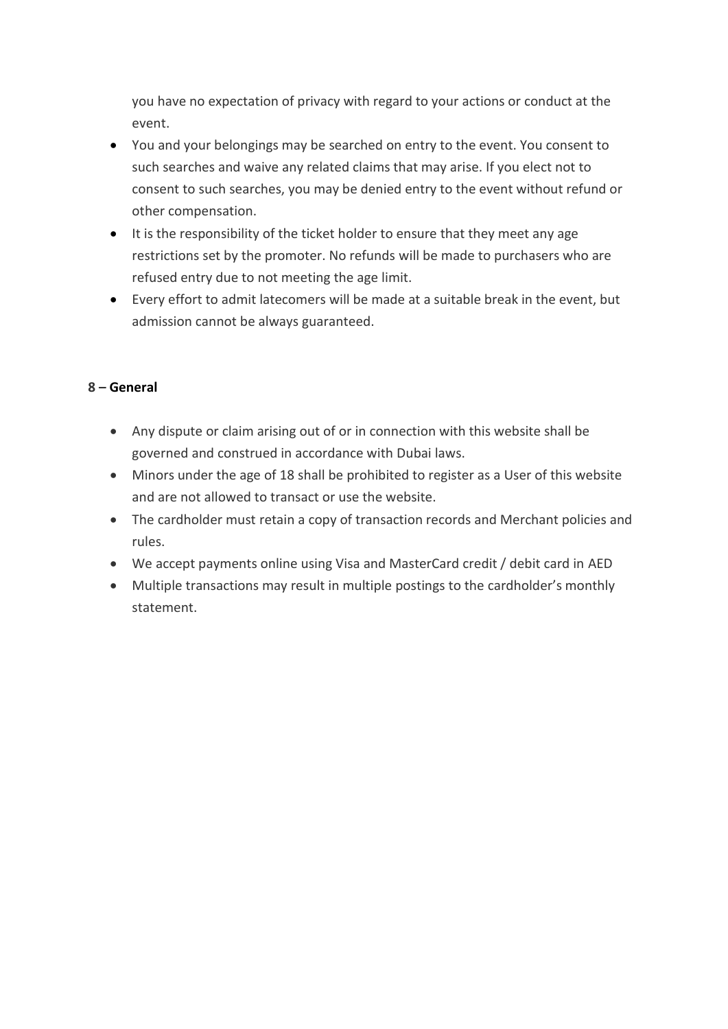you have no expectation of privacy with regard to your actions or conduct at the event.

- You and your belongings may be searched on entry to the event. You consent to such searches and waive any related claims that may arise. If you elect not to consent to such searches, you may be denied entry to the event without refund or other compensation.
- It is the responsibility of the ticket holder to ensure that they meet any age restrictions set by the promoter. No refunds will be made to purchasers who are refused entry due to not meeting the age limit.
- Every effort to admit latecomers will be made at a suitable break in the event, but admission cannot be always guaranteed.

**8 – General**

- Any dispute or claim arising out of or in connection with this website shall be governed and construed in accordance with Dubai laws.
- Minors under the age of 18 shall be prohibited to register as a User of this website and are not allowed to transact or use the website.
- The cardholder must retain a copy of transaction records and Merchant policies and rules.
- We accept payments online using Visa and MasterCard credit / debit card in AED
- Multiple transactions may result in multiple postings to the cardholder's monthly statement.